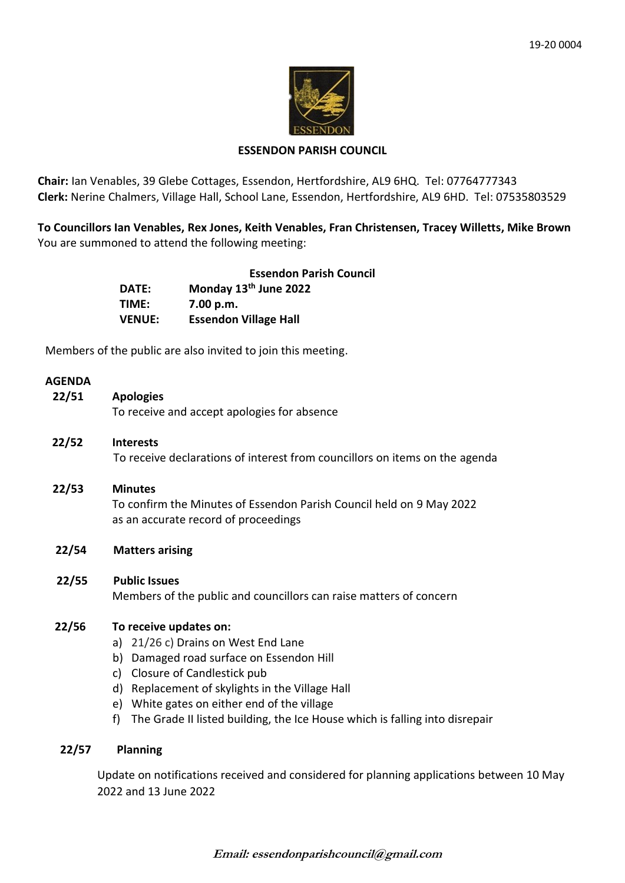19-20 0004

# ESSENDON PARISH COUNCIL

**Chair:** Ian Venables, 39 Glebe Cottages, Essendon, Hertfordshire, AL9 6HQ. Tel: 07764777343
**Clerk:** Nerine Chalmers, Village Hall, School Lane, Essendon, Hertfordshire, AL9 6HD. Tel: 07535803529

**To Councillors Ian Venables, Rex Jones, Keith Venables, Fran Christensen, Tracey Willetts, Mike Brown**
You are summoned to attend the following meeting:

**Essendon Parish Council**

| | |
|---|---|
| **DATE:** | **Monday 13th June 2022** |
| **TIME:** | **7.00 p.m.** |
| **VENUE:** | **Essendon Village Hall** |

Members of the public are also invited to join this meeting.

## AGENDA

**22/51 Apologies**
To receive and accept apologies for absence

**22/52 Interests**
To receive declarations of interest from councillors on items on the agenda

**22/53 Minutes**
To confirm the Minutes of Essendon Parish Council held on 9 May 2022 as an accurate record of proceedings

**22/54 Matters arising**

**22/55 Public Issues**
Members of the public and councillors can raise matters of concern

**22/56 To receive updates on:**
a) 21/26 c) Drains on West End Lane
b) Damaged road surface on Essendon Hill
c) Closure of Candlestick pub
d) Replacement of skylights in the Village Hall
e) White gates on either end of the village
f) The Grade II listed building, the Ice House which is falling into disrepair

**22/57 Planning**

Update on notifications received and considered for planning applications between 10 May 2022 and 13 June 2022

*Email: essendonparishcouncil@gmail.com*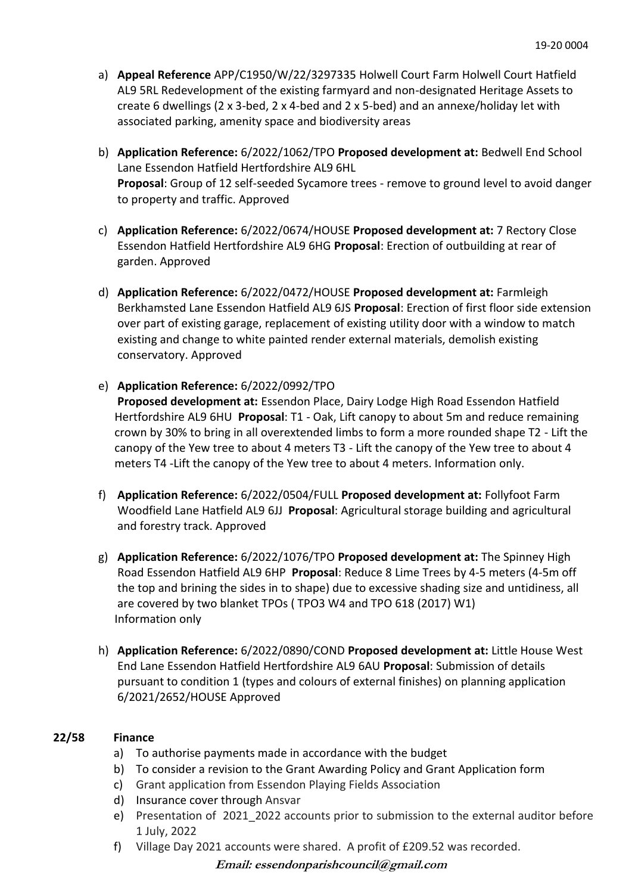a) **Appeal Reference** APP/C1950/W/22/3297335 Holwell Court Farm Holwell Court Hatfield AL9 5RL Redevelopment of the existing farmyard and non-designated Heritage Assets to create 6 dwellings (2 x 3-bed, 2 x 4-bed and 2 x 5-bed) and an annexe/holiday let with associated parking, amenity space and biodiversity areas

b) **Application Reference:** 6/2022/1062/TPO **Proposed development at:** Bedwell End School Lane Essendon Hatfield Hertfordshire AL9 6HL
**Proposal**: Group of 12 self-seeded Sycamore trees - remove to ground level to avoid danger to property and traffic. Approved

c) **Application Reference:** 6/2022/0674/HOUSE **Proposed development at:** 7 Rectory Close Essendon Hatfield Hertfordshire AL9 6HG **Proposal**: Erection of outbuilding at rear of garden. Approved

d) **Application Reference:** 6/2022/0472/HOUSE **Proposed development at:** Farmleigh Berkhamsted Lane Essendon Hatfield AL9 6JS **Proposal**: Erection of first floor side extension over part of existing garage, replacement of existing utility door with a window to match existing and change to white painted render external materials, demolish existing conservatory. Approved

e) **Application Reference:** 6/2022/0992/TPO
**Proposed development at:** Essendon Place, Dairy Lodge High Road Essendon Hatfield Hertfordshire AL9 6HU **Proposal**: T1 - Oak, Lift canopy to about 5m and reduce remaining crown by 30% to bring in all overextended limbs to form a more rounded shape T2 - Lift the canopy of the Yew tree to about 4 meters T3 - Lift the canopy of the Yew tree to about 4 meters T4 -Lift the canopy of the Yew tree to about 4 meters. Information only.

f) **Application Reference:** 6/2022/0504/FULL **Proposed development at:** Follyfoot Farm Woodfield Lane Hatfield AL9 6JJ **Proposal**: Agricultural storage building and agricultural and forestry track. Approved

g) **Application Reference:** 6/2022/1076/TPO **Proposed development at:** The Spinney High Road Essendon Hatfield AL9 6HP **Proposal**: Reduce 8 Lime Trees by 4-5 meters (4-5m off the top and brining the sides in to shape) due to excessive shading size and untidiness, all are covered by two blanket TPOs ( TPO3 W4 and TPO 618 (2017) W1)
Information only

h) **Application Reference:** 6/2022/0890/COND **Proposed development at:** Little House West End Lane Essendon Hatfield Hertfordshire AL9 6AU **Proposal**: Submission of details pursuant to condition 1 (types and colours of external finishes) on planning application 6/2021/2652/HOUSE Approved

**22/58 Finance**

a) To authorise payments made in accordance with the budget
b) To consider a revision to the Grant Awarding Policy and Grant Application form
c) Grant application from Essendon Playing Fields Association
d) Insurance cover through Ansvar
e) Presentation of 2021_2022 accounts prior to submission to the external auditor before 1 July, 2022
f) Village Day 2021 accounts were shared. A profit of £209.52 was recorded.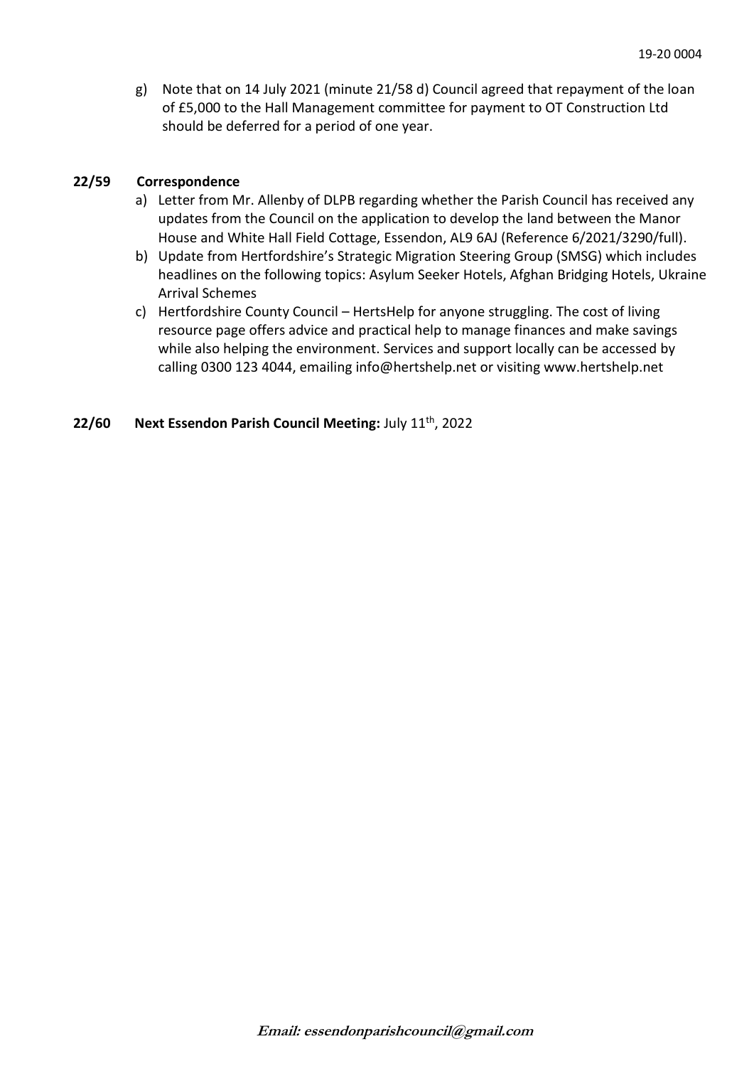g) Note that on 14 July 2021 (minute 21/58 d) Council agreed that repayment of the loan of £5,000 to the Hall Management committee for payment to OT Construction Ltd should be deferred for a period of one year.

**22/59 Correspondence**

a) Letter from Mr. Allenby of DLPB regarding whether the Parish Council has received any updates from the Council on the application to develop the land between the Manor House and White Hall Field Cottage, Essendon, AL9 6AJ (Reference 6/2021/3290/full).

b) Update from Hertfordshire's Strategic Migration Steering Group (SMSG) which includes headlines on the following topics: Asylum Seeker Hotels, Afghan Bridging Hotels, Ukraine Arrival Schemes

c) Hertfordshire County Council – HertsHelp for anyone struggling. The cost of living resource page offers advice and practical help to manage finances and make savings while also helping the environment. Services and support locally can be accessed by calling 0300 123 4044, emailing info@hertshelp.net or visiting www.hertshelp.net

**22/60 Next Essendon Parish Council Meeting:** July 11th, 2022